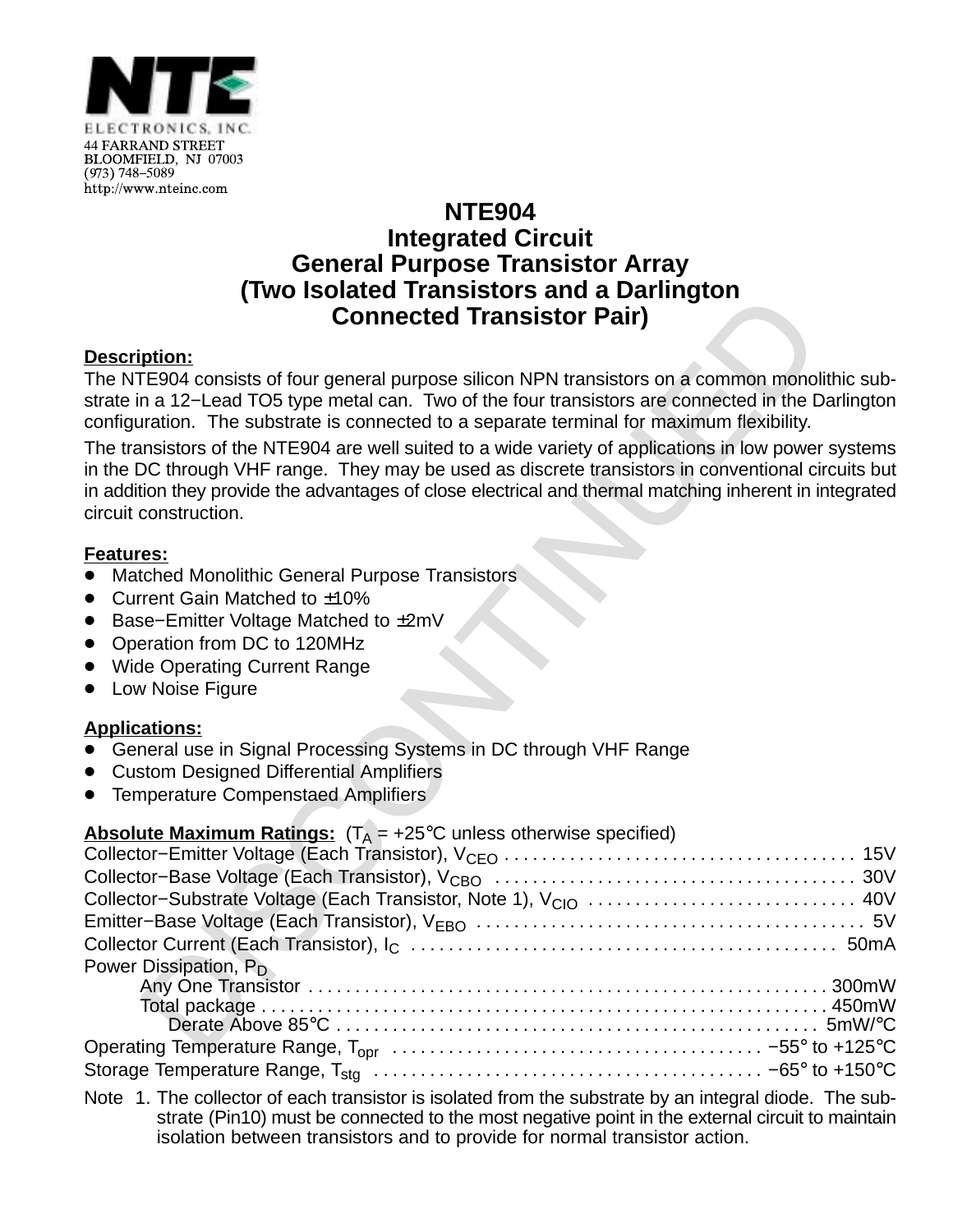NTE
ELECTRONICS, INC.
44 FARRAND STREET
BLOOMFIELD, NJ 07003
(973) 748−5089
http://www.nteinc.com

# NTE904
# Integrated Circuit
# General Purpose Transistor Array
# (Two Isolated Transistors and a Darlington Connected Transistor Pair)

DISCONTINUED

**Description:**

The NTE904 consists of four general purpose silicon NPN transistors on a common monolithic substrate in a 12−Lead TO5 type metal can. Two of the four transistors are connected in the Darlington configuration. The substrate is connected to a separate terminal for maximum flexibility.

The transistors of the NTE904 are well suited to a wide variety of applications in low power systems in the DC through VHF range. They may be used as discrete transistors in conventional circuits but in addition they provide the advantages of close electrical and thermal matching inherent in integrated circuit construction.

**Features:**

- Matched Monolithic General Purpose Transistors
- Current Gain Matched to ±10%
- Base−Emitter Voltage Matched to ±2mV
- Operation from DC to 120MHz
- Wide Operating Current Range
- Low Noise Figure

**Applications:**

- General use in Signal Processing Systems in DC through VHF Range
- Custom Designed Differential Amplifiers
- Temperature Compenstaed Amplifiers

**Absolute Maximum Ratings:** ($T_A$ = +25°C unless otherwise specified)

Collector−Emitter Voltage (Each Transistor), $V_{CEO}$ . . . . . 15V
Collector−Base Voltage (Each Transistor), $V_{CBO}$ . . . . . 30V
Collector−Substrate Voltage (Each Transistor, Note 1), $V_{CIO}$ . . . . . 40V
Emitter−Base Voltage (Each Transistor), $V_{EBO}$ . . . . . 5V
Collector Current (Each Transistor), $I_C$ . . . . . 50mA
Power Dissipation, $P_D$
  Any One Transistor . . . . . 300mW
  Total package . . . . . 450mW
    Derate Above 85°C . . . . . 5mW/°C
Operating Temperature Range, $T_{opr}$ . . . . . −55° to +125°C
Storage Temperature Range, $T_{stg}$ . . . . . −65° to +150°C

Note 1. The collector of each transistor is isolated from the substrate by an integral diode. The substrate (Pin10) must be connected to the most negative point in the external circuit to maintain isolation between transistors and to provide for normal transistor action.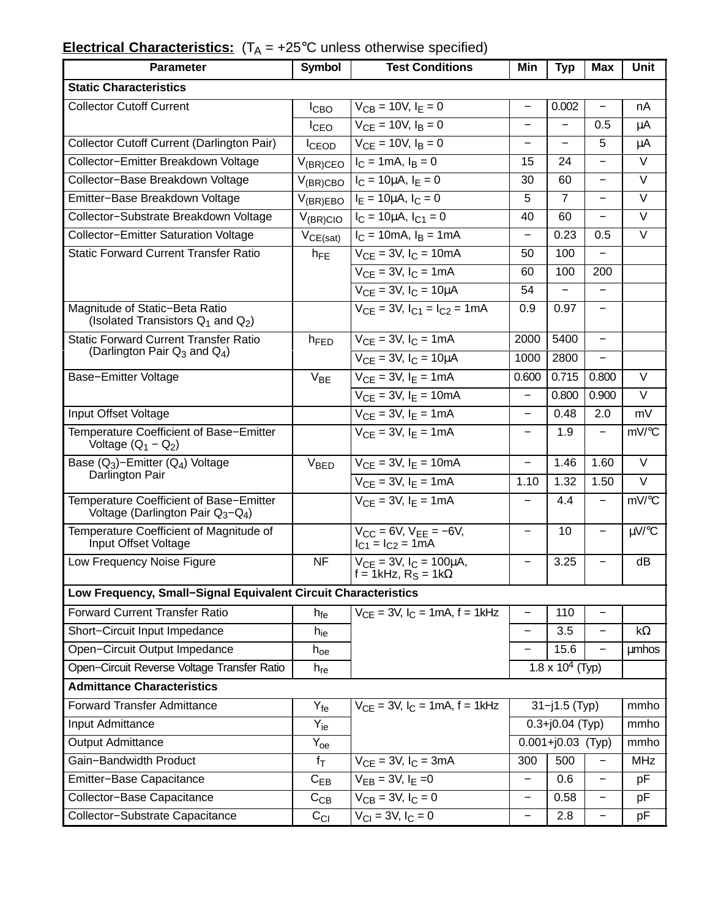**Electrical Characteristics:** ($T_A$ = +25°C unless otherwise specified)

| Parameter | Symbol | Test Conditions | Min | Typ | Max | Unit |
|---|---|---|---|---|---|---|
| **Static Characteristics** | | | | | | |
| Collector Cutoff Current | $I_{CBO}$ | $V_{CB}$ = 10V, $I_E$ = 0 | − | 0.002 | − | nA |
| | $I_{CEO}$ | $V_{CE}$ = 10V, $I_B$ = 0 | − | − | 0.5 | μA |
| Collector Cutoff Current (Darlington Pair) | $I_{CEOD}$ | $V_{CE}$ = 10V, $I_B$ = 0 | − | − | 5 | μA |
| Collector−Emitter Breakdown Voltage | $V_{(BR)CEO}$ | $I_C$ = 1mA, $I_B$ = 0 | 15 | 24 | − | V |
| Collector−Base Breakdown Voltage | $V_{(BR)CBO}$ | $I_C$ = 10μA, $I_E$ = 0 | 30 | 60 | − | V |
| Emitter−Base Breakdown Voltage | $V_{(BR)EBO}$ | $I_E$ = 10μA, $I_C$ = 0 | 5 | 7 | − | V |
| Collector−Substrate Breakdown Voltage | $V_{(BR)CIO}$ | $I_C$ = 10μA, $I_{C1}$ = 0 | 40 | 60 | − | V |
| Collector−Emitter Saturation Voltage | $V_{CE(sat)}$ | $I_C$ = 10mA, $I_B$ = 1mA | − | 0.23 | 0.5 | V |
| Static Forward Current Transfer Ratio | $h_{FE}$ | $V_{CE}$ = 3V, $I_C$ = 10mA | 50 | 100 | − | |
| | | $V_{CE}$ = 3V, $I_C$ = 1mA | 60 | 100 | 200 | |
| | | $V_{CE}$ = 3V, $I_C$ = 10μA | 54 | − | − | |
| Magnitude of Static−Beta Ratio (Isolated Transistors $Q_1$ and $Q_2$) | | $V_{CE}$ = 3V, $I_{C1}$ = $I_{C2}$ = 1mA | 0.9 | 0.97 | − | |
| Static Forward Current Transfer Ratio (Darlington Pair $Q_3$ and $Q_4$) | $h_{FED}$ | $V_{CE}$ = 3V, $I_C$ = 1mA | 2000 | 5400 | − | |
| | | $V_{CE}$ = 3V, $I_C$ = 10μA | 1000 | 2800 | − | |
| Base−Emitter Voltage | $V_{BE}$ | $V_{CE}$ = 3V, $I_E$ = 1mA | 0.600 | 0.715 | 0.800 | V |
| | | $V_{CE}$ = 3V, $I_E$ = 10mA | − | 0.800 | 0.900 | V |
| Input Offset Voltage | | $V_{CE}$ = 3V, $I_E$ = 1mA | − | 0.48 | 2.0 | mV |
| Temperature Coefficient of Base−Emitter Voltage ($Q_1$ − $Q_2$) | | $V_{CE}$ = 3V, $I_E$ = 1mA | − | 1.9 | − | mV/°C |
| Base ($Q_3$)−Emitter ($Q_4$) Voltage Darlington Pair | $V_{BED}$ | $V_{CE}$ = 3V, $I_E$ = 10mA | − | 1.46 | 1.60 | V |
| | | $V_{CE}$ = 3V, $I_E$ = 1mA | 1.10 | 1.32 | 1.50 | V |
| Temperature Coefficient of Base−Emitter Voltage (Darlington Pair $Q_3$−$Q_4$) | | $V_{CE}$ = 3V, $I_E$ = 1mA | − | 4.4 | − | mV/°C |
| Temperature Coefficient of Magnitude of Input Offset Voltage | | $V_{CC}$ = 6V, $V_{EE}$ = −6V, $I_{C1}$ = $I_{C2}$ = 1mA | − | 10 | − | μV/°C |
| Low Frequency Noise Figure | NF | $V_{CE}$ = 3V, $I_C$ = 100μA, f = 1kHz, $R_S$ = 1kΩ | − | 3.25 | − | dB |
| **Low Frequency, Small−Signal Equivalent Circuit Characteristics** | | | | | | |
| Forward Current Transfer Ratio | $h_{fe}$ | $V_{CE}$ = 3V, $I_C$ = 1mA, f = 1kHz | − | 110 | − | |
| Short−Circuit Input Impedance | $h_{ie}$ | | − | 3.5 | − | kΩ |
| Open−Circuit Output Impedance | $h_{oe}$ | | − | 15.6 | − | μmhos |
| Open−Circuit Reverse Voltage Transfer Ratio | $h_{re}$ | | 1.8 x $10^4$ (Typ) | | | |
| **Admittance Characteristics** | | | | | | |
| Forward Transfer Admittance | $Y_{fe}$ | $V_{CE}$ = 3V, $I_C$ = 1mA, f = 1kHz | 31−j1.5 (Typ) | | | mmho |
| Input Admittance | $Y_{ie}$ | | 0.3+j0.04 (Typ) | | | mmho |
| Output Admittance | $Y_{oe}$ | | 0.001+j0.03 (Typ) | | | mmho |
| Gain−Bandwidth Product | $f_T$ | $V_{CE}$ = 3V, $I_C$ = 3mA | 300 | 500 | − | MHz |
| Emitter−Base Capacitance | $C_{EB}$ | $V_{EB}$ = 3V, $I_E$ =0 | − | 0.6 | − | pF |
| Collector−Base Capacitance | $C_{CB}$ | $V_{CB}$ = 3V, $I_C$ = 0 | − | 0.58 | − | pF |
| Collector−Substrate Capacitance | $C_{CI}$ | $V_{CI}$ = 3V, $I_C$ = 0 | − | 2.8 | − | pF |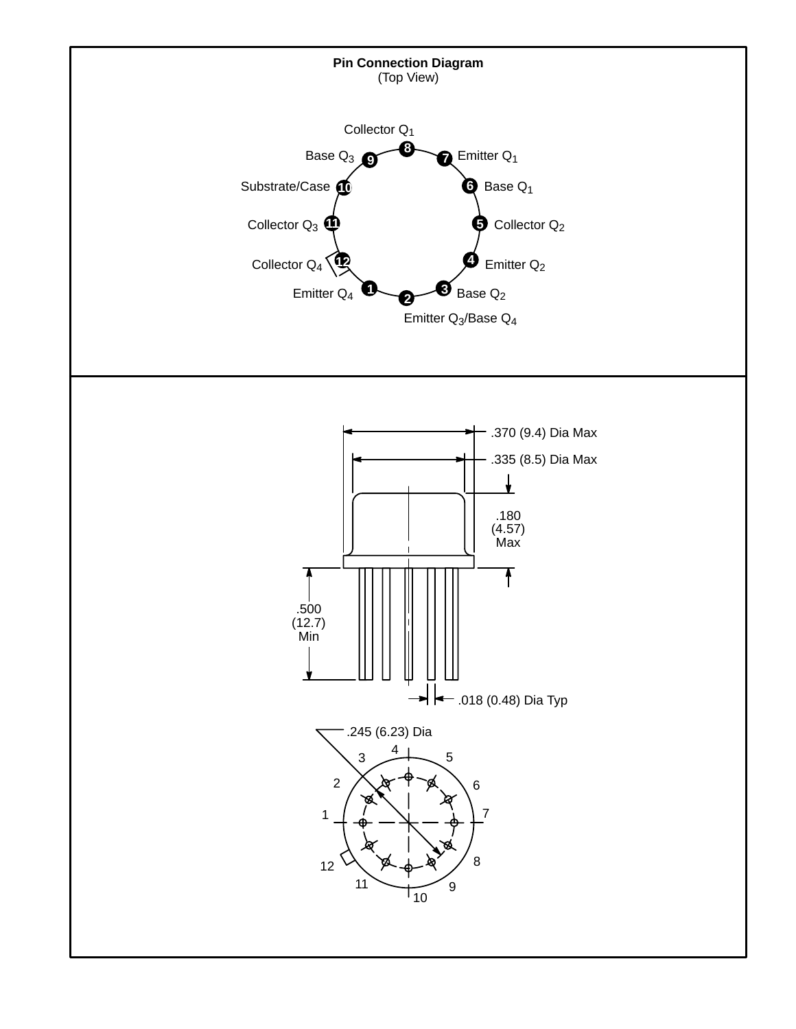**Pin Connection Diagram**
(Top View)

Collector $Q_1$

8

Base $Q_3$ 9

7 Emitter $Q_1$

Substrate/Case 10

6 Base $Q_1$

Collector $Q_3$ 11

5 Collector $Q_2$

Collector $Q_4$ 12

4 Emitter $Q_2$

Emitter $Q_4$ 1

3 Base $Q_2$

2

Emitter $Q_3$/Base $Q_4$

.370 (9.4) Dia Max

.335 (8.5) Dia Max

.180
(4.57)
Max

.500
(12.7)
Min

.018 (0.48) Dia Typ

.245 (6.23) Dia

4
3
5
2
6
1
7
12
8
11
9
10